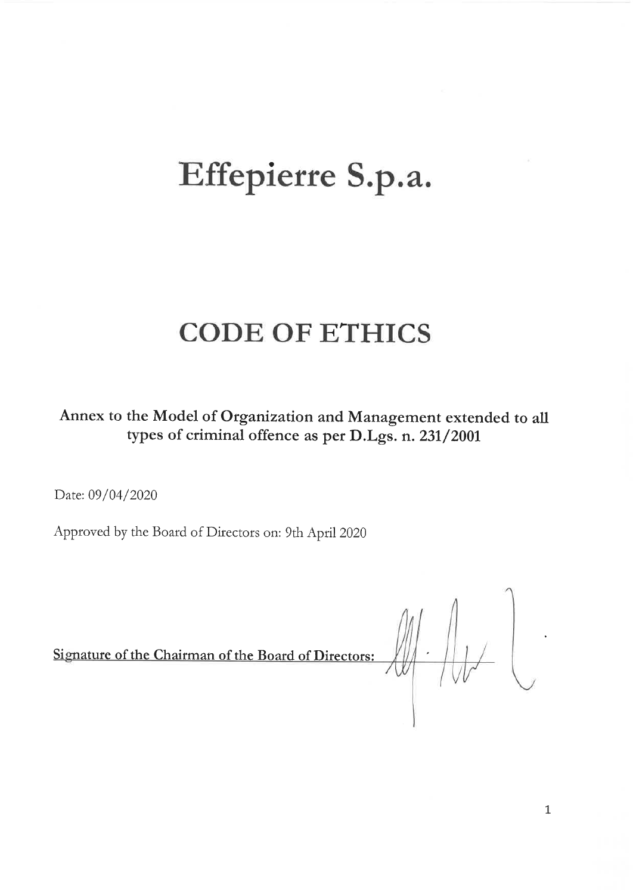# Effepierre S.p.a.

## CODE OF ETHICS

**Annex to the Model of Organization and Management extended to all types of criminal offence as per D.Lgs. n. 231/2001**

Date: 09/04/2020

Approved by the Board of Directors on: 9th April 2020

**Signature of the Chairman of the Board of Directors:**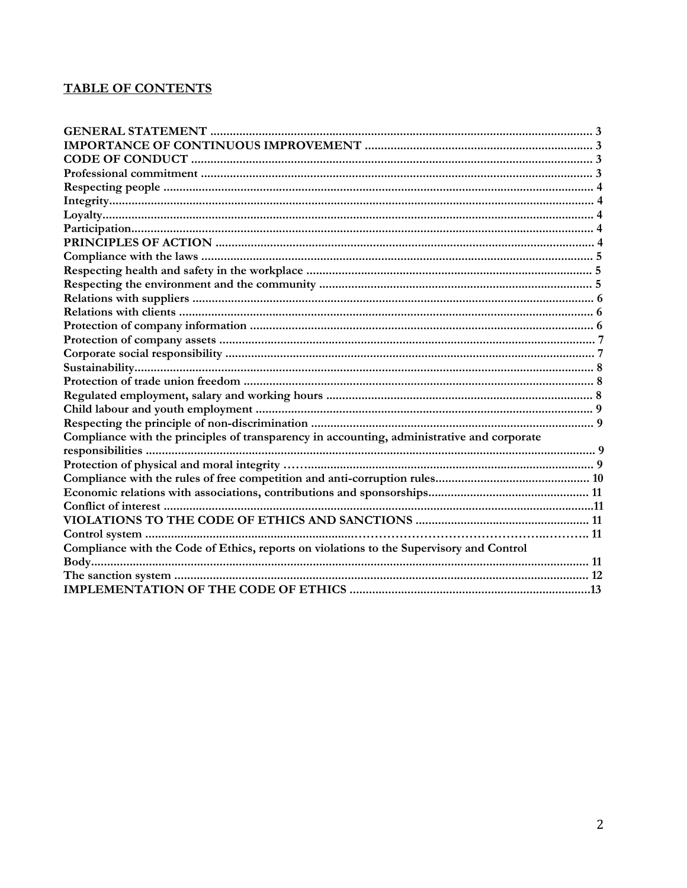## TABLE OF CONTENTS

**GENERAL STATEMENT** ........ 3
**IMPORTANCE OF CONTINUOUS IMPROVEMENT** ........ 3
**CODE OF CONDUCT** ........ 3
**Professional commitment** ........ 3
**Respecting people** ........ 4
**Integrity** ........ 4
**Loyalty** ........ 4
**Participation** ........ 4
**PRINCIPLES OF ACTION** ........ 4
**Compliance with the laws** ........ 5
**Respecting health and safety in the workplace** ........ 5
**Respecting the environment and the community** ........ 5
**Relations with suppliers** ........ 6
**Relations with clients** ........ 6
**Protection of company information** ........ 6
**Protection of company assets** ........ 7
**Corporate social responsibility** ........ 7
**Sustainability** ........ 8
**Protection of trade union freedom** ........ 8
**Regulated employment, salary and working hours** ........ 8
**Child labour and youth employment** ........ 9
**Respecting the principle of non-discrimination** ........ 9
**Compliance with the principles of transparency in accounting, administrative and corporate responsibilities** ........ 9
**Protection of physical and moral integrity** ........ 9
**Compliance with the rules of free competition and anti-corruption rules** ........ 10
**Economic relations with associations, contributions and sponsorships** ........ 11
**Conflict of interest** ........ 11
**VIOLATIONS TO THE CODE OF ETHICS AND SANCTIONS** ........ 11
**Control system** ........ 11
**Compliance with the Code of Ethics, reports on violations to the Supervisory and Control Body** ........ 11
**The sanction system** ........ 12
**IMPLEMENTATION OF THE CODE OF ETHICS** ........ 13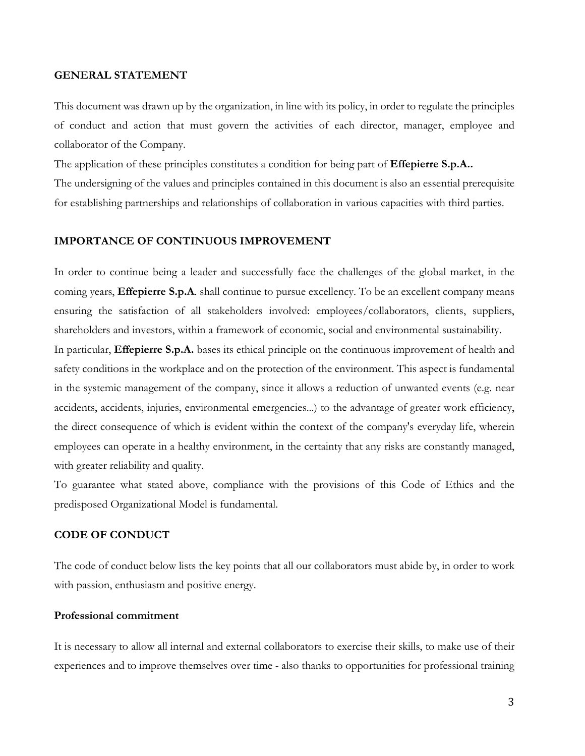## GENERAL STATEMENT

This document was drawn up by the organization, in line with its policy, in order to regulate the principles of conduct and action that must govern the activities of each director, manager, employee and collaborator of the Company.

The application of these principles constitutes a condition for being part of **Effepierre S.p.A..**

The undersigning of the values and principles contained in this document is also an essential prerequisite for establishing partnerships and relationships of collaboration in various capacities with third parties.

## IMPORTANCE OF CONTINUOUS IMPROVEMENT

In order to continue being a leader and successfully face the challenges of the global market, in the coming years, **Effepierre S.p.A**. shall continue to pursue excellency. To be an excellent company means ensuring the satisfaction of all stakeholders involved: employees/collaborators, clients, suppliers, shareholders and investors, within a framework of economic, social and environmental sustainability.

In particular, **Effepierre S.p.A.** bases its ethical principle on the continuous improvement of health and safety conditions in the workplace and on the protection of the environment. This aspect is fundamental in the systemic management of the company, since it allows a reduction of unwanted events (e.g. near accidents, accidents, injuries, environmental emergencies...) to the advantage of greater work efficiency, the direct consequence of which is evident within the context of the company's everyday life, wherein employees can operate in a healthy environment, in the certainty that any risks are constantly managed, with greater reliability and quality.

To guarantee what stated above, compliance with the provisions of this Code of Ethics and the predisposed Organizational Model is fundamental.

## CODE OF CONDUCT

The code of conduct below lists the key points that all our collaborators must abide by, in order to work with passion, enthusiasm and positive energy.

### Professional commitment

It is necessary to allow all internal and external collaborators to exercise their skills, to make use of their experiences and to improve themselves over time - also thanks to opportunities for professional training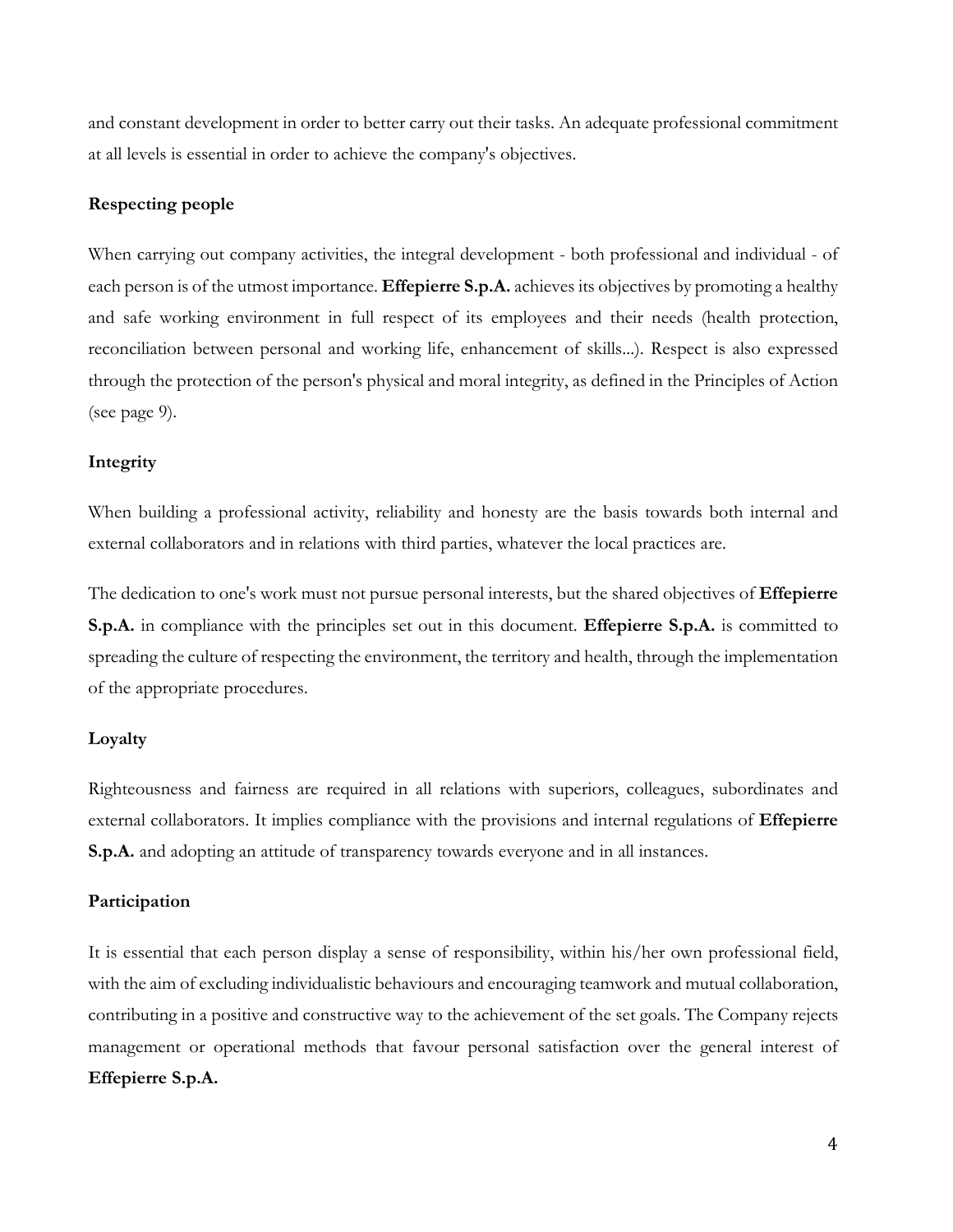and constant development in order to better carry out their tasks. An adequate professional commitment at all levels is essential in order to achieve the company's objectives.

### Respecting people

When carrying out company activities, the integral development - both professional and individual - of each person is of the utmost importance. **Effepierre S.p.A.** achieves its objectives by promoting a healthy and safe working environment in full respect of its employees and their needs (health protection, reconciliation between personal and working life, enhancement of skills...). Respect is also expressed through the protection of the person's physical and moral integrity, as defined in the Principles of Action (see page 9).

### Integrity

When building a professional activity, reliability and honesty are the basis towards both internal and external collaborators and in relations with third parties, whatever the local practices are.

The dedication to one's work must not pursue personal interests, but the shared objectives of **Effepierre S.p.A.** in compliance with the principles set out in this document. **Effepierre S.p.A.** is committed to spreading the culture of respecting the environment, the territory and health, through the implementation of the appropriate procedures.

### Loyalty

Righteousness and fairness are required in all relations with superiors, colleagues, subordinates and external collaborators. It implies compliance with the provisions and internal regulations of **Effepierre S.p.A.** and adopting an attitude of transparency towards everyone and in all instances.

### Participation

It is essential that each person display a sense of responsibility, within his/her own professional field, with the aim of excluding individualistic behaviours and encouraging teamwork and mutual collaboration, contributing in a positive and constructive way to the achievement of the set goals. The Company rejects management or operational methods that favour personal satisfaction over the general interest of **Effepierre S.p.A.**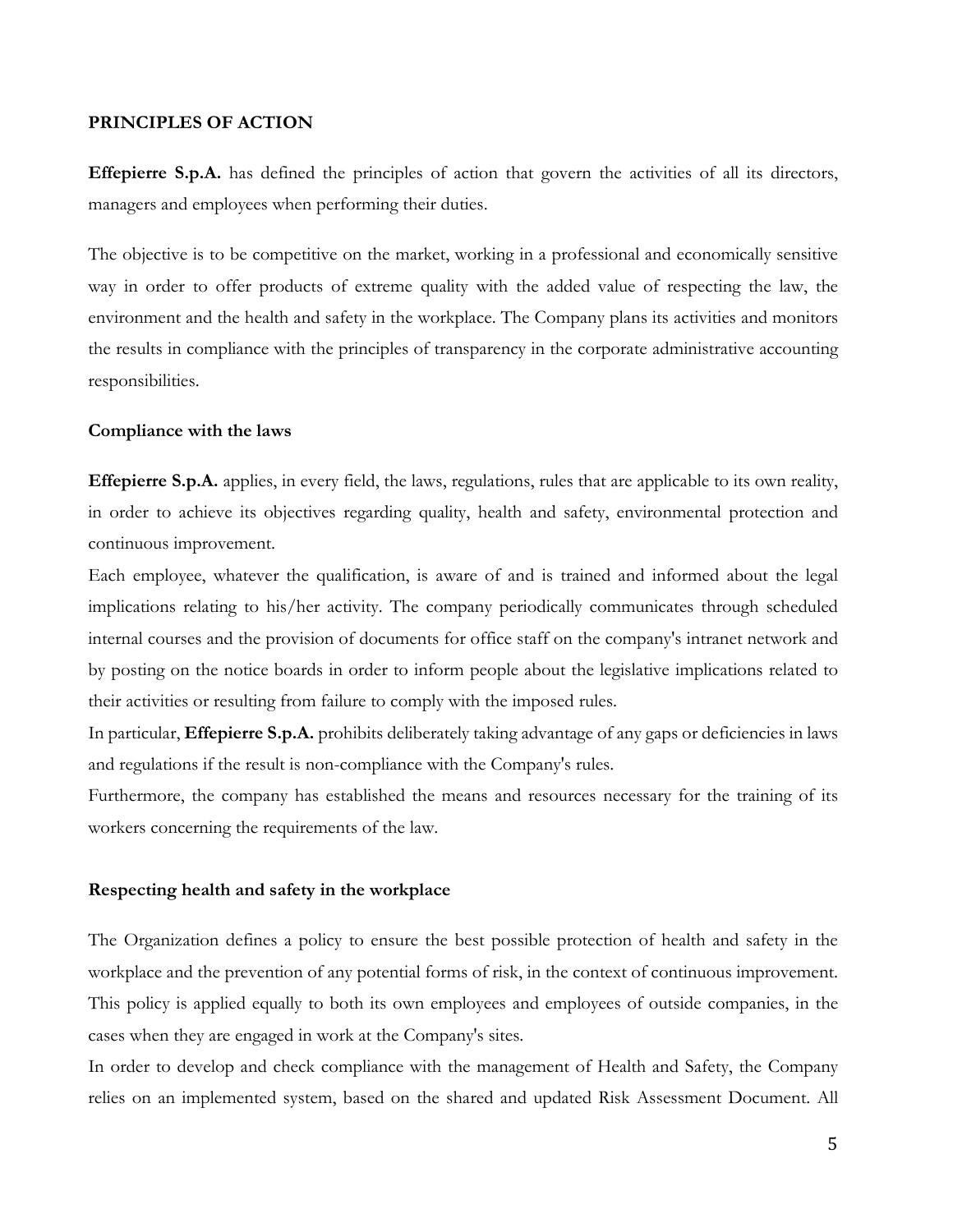## PRINCIPLES OF ACTION

**Effepierre S.p.A.** has defined the principles of action that govern the activities of all its directors, managers and employees when performing their duties.

The objective is to be competitive on the market, working in a professional and economically sensitive way in order to offer products of extreme quality with the added value of respecting the law, the environment and the health and safety in the workplace. The Company plans its activities and monitors the results in compliance with the principles of transparency in the corporate administrative accounting responsibilities.

### Compliance with the laws

**Effepierre S.p.A.** applies, in every field, the laws, regulations, rules that are applicable to its own reality, in order to achieve its objectives regarding quality, health and safety, environmental protection and continuous improvement.

Each employee, whatever the qualification, is aware of and is trained and informed about the legal implications relating to his/her activity. The company periodically communicates through scheduled internal courses and the provision of documents for office staff on the company's intranet network and by posting on the notice boards in order to inform people about the legislative implications related to their activities or resulting from failure to comply with the imposed rules.

In particular, **Effepierre S.p.A.** prohibits deliberately taking advantage of any gaps or deficiencies in laws and regulations if the result is non-compliance with the Company's rules.

Furthermore, the company has established the means and resources necessary for the training of its workers concerning the requirements of the law.

### Respecting health and safety in the workplace

The Organization defines a policy to ensure the best possible protection of health and safety in the workplace and the prevention of any potential forms of risk, in the context of continuous improvement. This policy is applied equally to both its own employees and employees of outside companies, in the cases when they are engaged in work at the Company's sites.

In order to develop and check compliance with the management of Health and Safety, the Company relies on an implemented system, based on the shared and updated Risk Assessment Document. All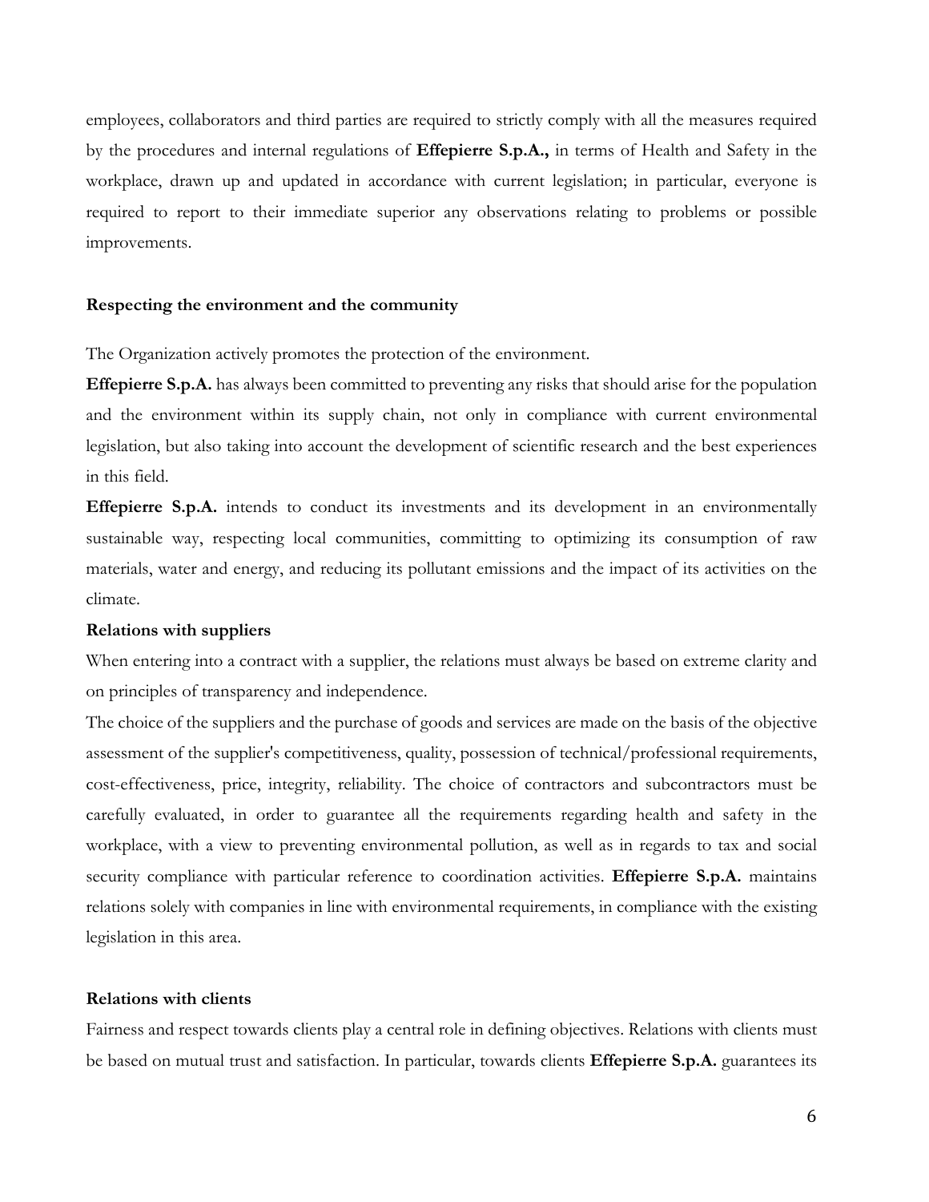employees, collaborators and third parties are required to strictly comply with all the measures required by the procedures and internal regulations of **Effepierre S.p.A.,** in terms of Health and Safety in the workplace, drawn up and updated in accordance with current legislation; in particular, everyone is required to report to their immediate superior any observations relating to problems or possible improvements.

**Respecting the environment and the community**

The Organization actively promotes the protection of the environment.

**Effepierre S.p.A.** has always been committed to preventing any risks that should arise for the population and the environment within its supply chain, not only in compliance with current environmental legislation, but also taking into account the development of scientific research and the best experiences in this field.

**Effepierre S.p.A.** intends to conduct its investments and its development in an environmentally sustainable way, respecting local communities, committing to optimizing its consumption of raw materials, water and energy, and reducing its pollutant emissions and the impact of its activities on the climate.

**Relations with suppliers**

When entering into a contract with a supplier, the relations must always be based on extreme clarity and on principles of transparency and independence.

The choice of the suppliers and the purchase of goods and services are made on the basis of the objective assessment of the supplier's competitiveness, quality, possession of technical/professional requirements, cost-effectiveness, price, integrity, reliability. The choice of contractors and subcontractors must be carefully evaluated, in order to guarantee all the requirements regarding health and safety in the workplace, with a view to preventing environmental pollution, as well as in regards to tax and social security compliance with particular reference to coordination activities. **Effepierre S.p.A.** maintains relations solely with companies in line with environmental requirements, in compliance with the existing legislation in this area.

**Relations with clients**

Fairness and respect towards clients play a central role in defining objectives. Relations with clients must be based on mutual trust and satisfaction. In particular, towards clients **Effepierre S.p.A.** guarantees its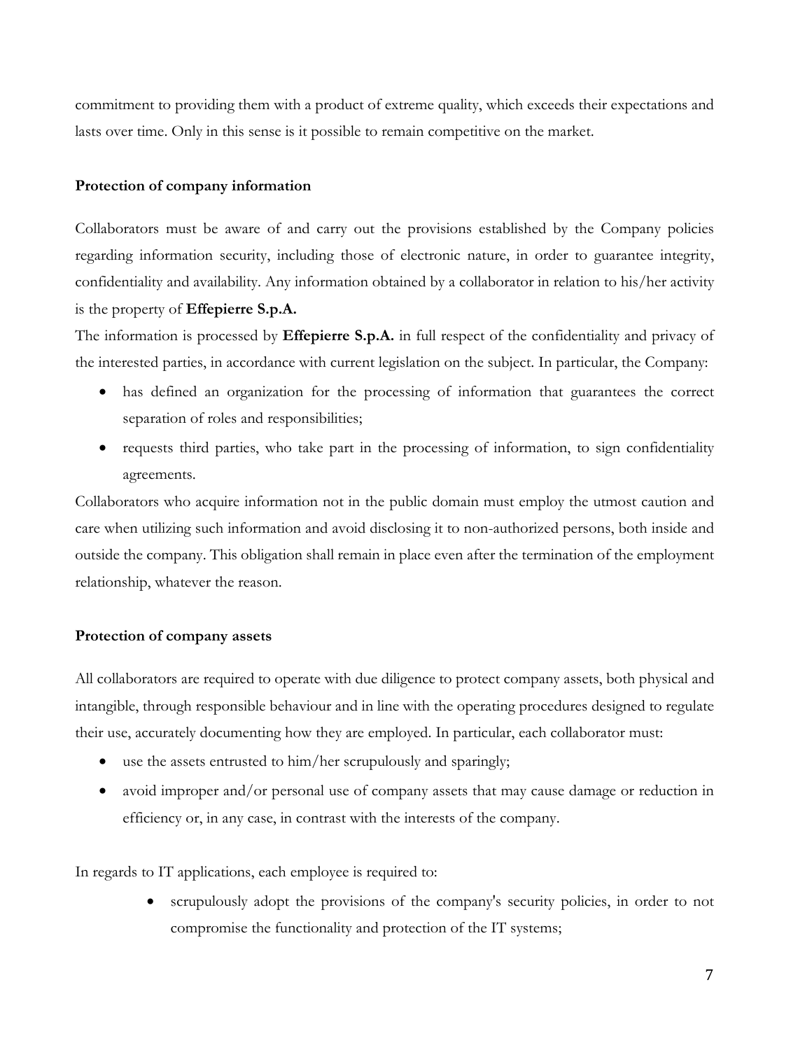commitment to providing them with a product of extreme quality, which exceeds their expectations and lasts over time. Only in this sense is it possible to remain competitive on the market.

**Protection of company information**

Collaborators must be aware of and carry out the provisions established by the Company policies regarding information security, including those of electronic nature, in order to guarantee integrity, confidentiality and availability. Any information obtained by a collaborator in relation to his/her activity is the property of **Effepierre S.p.A.**

The information is processed by **Effepierre S.p.A.** in full respect of the confidentiality and privacy of the interested parties, in accordance with current legislation on the subject. In particular, the Company:

- has defined an organization for the processing of information that guarantees the correct separation of roles and responsibilities;
- requests third parties, who take part in the processing of information, to sign confidentiality agreements.

Collaborators who acquire information not in the public domain must employ the utmost caution and care when utilizing such information and avoid disclosing it to non-authorized persons, both inside and outside the company. This obligation shall remain in place even after the termination of the employment relationship, whatever the reason.

**Protection of company assets**

All collaborators are required to operate with due diligence to protect company assets, both physical and intangible, through responsible behaviour and in line with the operating procedures designed to regulate their use, accurately documenting how they are employed. In particular, each collaborator must:

- use the assets entrusted to him/her scrupulously and sparingly;
- avoid improper and/or personal use of company assets that may cause damage or reduction in efficiency or, in any case, in contrast with the interests of the company.

In regards to IT applications, each employee is required to:

- scrupulously adopt the provisions of the company's security policies, in order to not compromise the functionality and protection of the IT systems;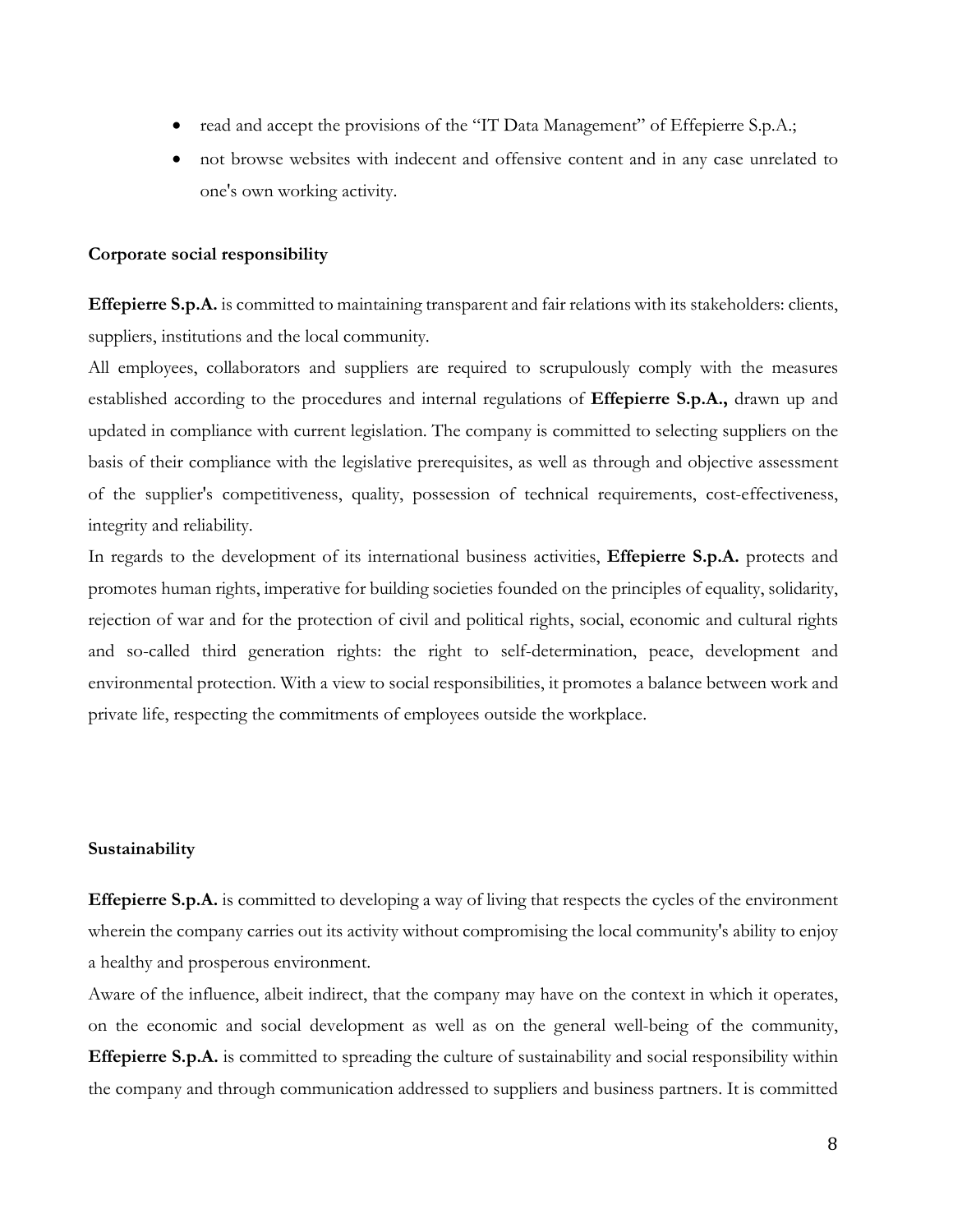- read and accept the provisions of the "IT Data Management" of Effepierre S.p.A.;
- not browse websites with indecent and offensive content and in any case unrelated to one's own working activity.

**Corporate social responsibility**

**Effepierre S.p.A.** is committed to maintaining transparent and fair relations with its stakeholders: clients, suppliers, institutions and the local community.

All employees, collaborators and suppliers are required to scrupulously comply with the measures established according to the procedures and internal regulations of **Effepierre S.p.A.,** drawn up and updated in compliance with current legislation. The company is committed to selecting suppliers on the basis of their compliance with the legislative prerequisites, as well as through and objective assessment of the supplier's competitiveness, quality, possession of technical requirements, cost-effectiveness, integrity and reliability.

In regards to the development of its international business activities, **Effepierre S.p.A.** protects and promotes human rights, imperative for building societies founded on the principles of equality, solidarity, rejection of war and for the protection of civil and political rights, social, economic and cultural rights and so-called third generation rights: the right to self-determination, peace, development and environmental protection. With a view to social responsibilities, it promotes a balance between work and private life, respecting the commitments of employees outside the workplace.

**Sustainability**

**Effepierre S.p.A.** is committed to developing a way of living that respects the cycles of the environment wherein the company carries out its activity without compromising the local community's ability to enjoy a healthy and prosperous environment.

Aware of the influence, albeit indirect, that the company may have on the context in which it operates, on the economic and social development as well as on the general well-being of the community, **Effepierre S.p.A.** is committed to spreading the culture of sustainability and social responsibility within the company and through communication addressed to suppliers and business partners. It is committed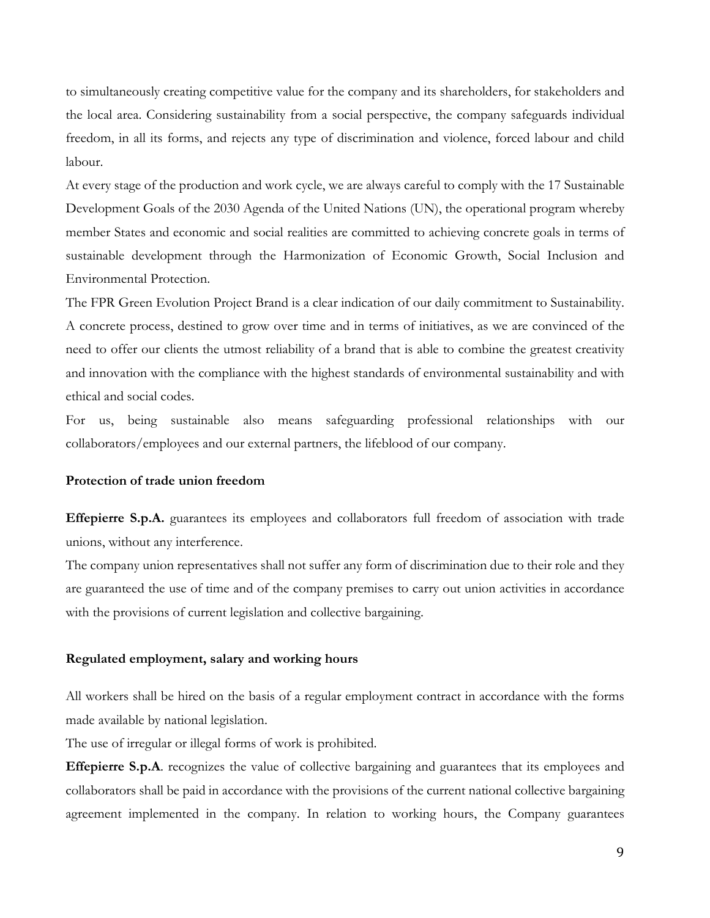to simultaneously creating competitive value for the company and its shareholders, for stakeholders and the local area. Considering sustainability from a social perspective, the company safeguards individual freedom, in all its forms, and rejects any type of discrimination and violence, forced labour and child labour.

At every stage of the production and work cycle, we are always careful to comply with the 17 Sustainable Development Goals of the 2030 Agenda of the United Nations (UN), the operational program whereby member States and economic and social realities are committed to achieving concrete goals in terms of sustainable development through the Harmonization of Economic Growth, Social Inclusion and Environmental Protection.

The FPR Green Evolution Project Brand is a clear indication of our daily commitment to Sustainability. A concrete process, destined to grow over time and in terms of initiatives, as we are convinced of the need to offer our clients the utmost reliability of a brand that is able to combine the greatest creativity and innovation with the compliance with the highest standards of environmental sustainability and with ethical and social codes.

For us, being sustainable also means safeguarding professional relationships with our collaborators/employees and our external partners, the lifeblood of our company.

**Protection of trade union freedom**

**Effepierre S.p.A.** guarantees its employees and collaborators full freedom of association with trade unions, without any interference.

The company union representatives shall not suffer any form of discrimination due to their role and they are guaranteed the use of time and of the company premises to carry out union activities in accordance with the provisions of current legislation and collective bargaining.

**Regulated employment, salary and working hours**

All workers shall be hired on the basis of a regular employment contract in accordance with the forms made available by national legislation.

The use of irregular or illegal forms of work is prohibited.

**Effepierre S.p.A**. recognizes the value of collective bargaining and guarantees that its employees and collaborators shall be paid in accordance with the provisions of the current national collective bargaining agreement implemented in the company. In relation to working hours, the Company guarantees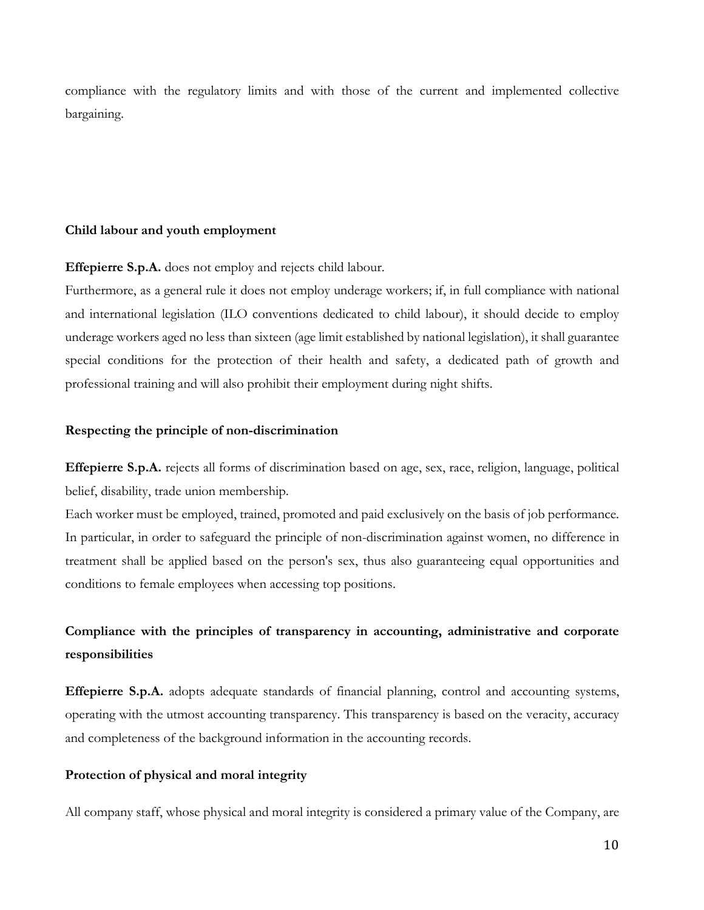compliance with the regulatory limits and with those of the current and implemented collective bargaining.

### Child labour and youth employment

**Effepierre S.p.A.** does not employ and rejects child labour.

Furthermore, as a general rule it does not employ underage workers; if, in full compliance with national and international legislation (ILO conventions dedicated to child labour), it should decide to employ underage workers aged no less than sixteen (age limit established by national legislation), it shall guarantee special conditions for the protection of their health and safety, a dedicated path of growth and professional training and will also prohibit their employment during night shifts.

### Respecting the principle of non-discrimination

**Effepierre S.p.A.** rejects all forms of discrimination based on age, sex, race, religion, language, political belief, disability, trade union membership.

Each worker must be employed, trained, promoted and paid exclusively on the basis of job performance. In particular, in order to safeguard the principle of non-discrimination against women, no difference in treatment shall be applied based on the person's sex, thus also guaranteeing equal opportunities and conditions to female employees when accessing top positions.

### Compliance with the principles of transparency in accounting, administrative and corporate responsibilities

**Effepierre S.p.A.** adopts adequate standards of financial planning, control and accounting systems, operating with the utmost accounting transparency. This transparency is based on the veracity, accuracy and completeness of the background information in the accounting records.

### Protection of physical and moral integrity

All company staff, whose physical and moral integrity is considered a primary value of the Company, are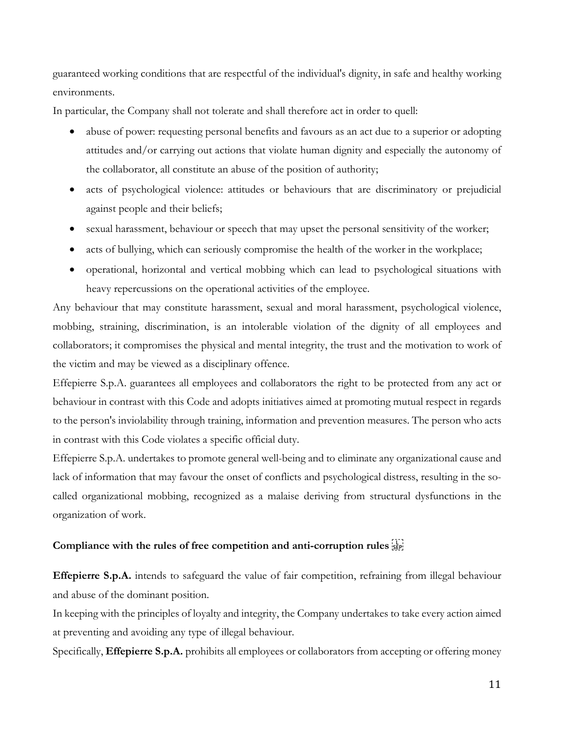guaranteed working conditions that are respectful of the individual's dignity, in safe and healthy working environments.

In particular, the Company shall not tolerate and shall therefore act in order to quell:

- abuse of power: requesting personal benefits and favours as an act due to a superior or adopting attitudes and/or carrying out actions that violate human dignity and especially the autonomy of the collaborator, all constitute an abuse of the position of authority;
- acts of psychological violence: attitudes or behaviours that are discriminatory or prejudicial against people and their beliefs;
- sexual harassment, behaviour or speech that may upset the personal sensitivity of the worker;
- acts of bullying, which can seriously compromise the health of the worker in the workplace;
- operational, horizontal and vertical mobbing which can lead to psychological situations with heavy repercussions on the operational activities of the employee.

Any behaviour that may constitute harassment, sexual and moral harassment, psychological violence, mobbing, straining, discrimination, is an intolerable violation of the dignity of all employees and collaborators; it compromises the physical and mental integrity, the trust and the motivation to work of the victim and may be viewed as a disciplinary offence.

Effepierre S.p.A. guarantees all employees and collaborators the right to be protected from any act or behaviour in contrast with this Code and adopts initiatives aimed at promoting mutual respect in regards to the person's inviolability through training, information and prevention measures. The person who acts in contrast with this Code violates a specific official duty.

Effepierre S.p.A. undertakes to promote general well-being and to eliminate any organizational cause and lack of information that may favour the onset of conflicts and psychological distress, resulting in the so-called organizational mobbing, recognized as a malaise deriving from structural dysfunctions in the organization of work.

### Compliance with the rules of free competition and anti-corruption rules

**Effepierre S.p.A.** intends to safeguard the value of fair competition, refraining from illegal behaviour and abuse of the dominant position.

In keeping with the principles of loyalty and integrity, the Company undertakes to take every action aimed at preventing and avoiding any type of illegal behaviour.

Specifically, **Effepierre S.p.A.** prohibits all employees or collaborators from accepting or offering money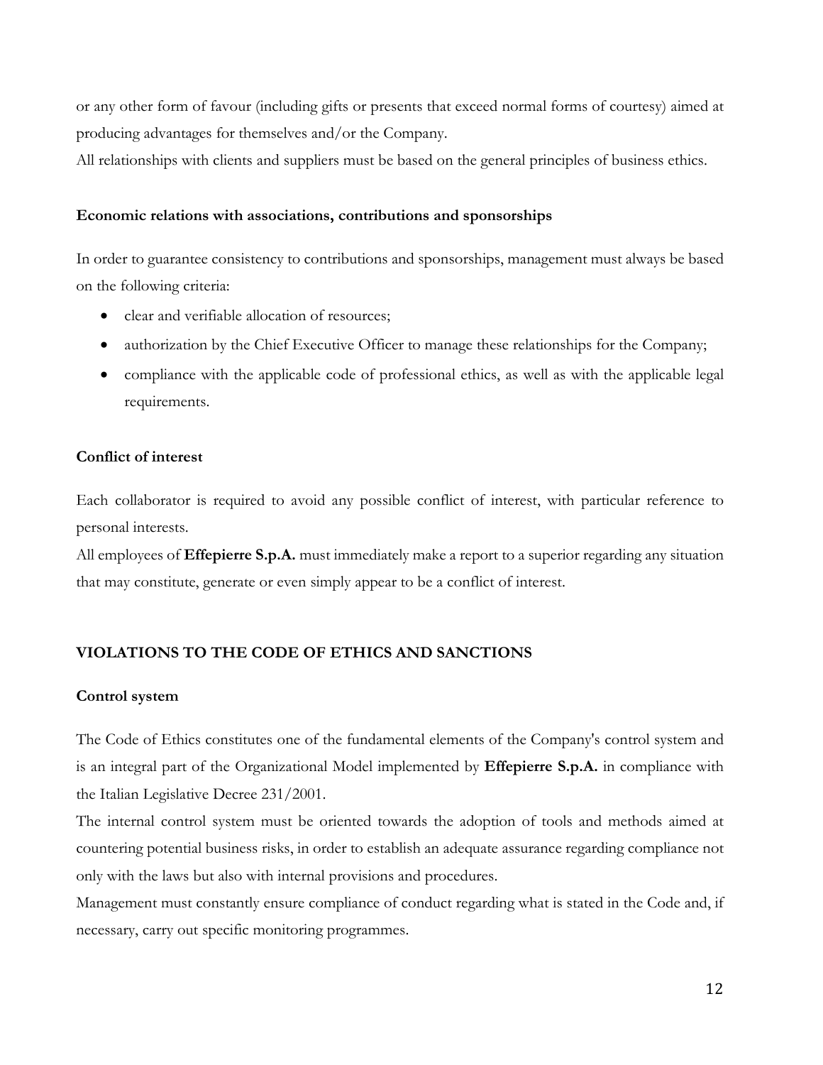or any other form of favour (including gifts or presents that exceed normal forms of courtesy) aimed at producing advantages for themselves and/or the Company.

All relationships with clients and suppliers must be based on the general principles of business ethics.

### Economic relations with associations, contributions and sponsorships

In order to guarantee consistency to contributions and sponsorships, management must always be based on the following criteria:

- clear and verifiable allocation of resources;
- authorization by the Chief Executive Officer to manage these relationships for the Company;
- compliance with the applicable code of professional ethics, as well as with the applicable legal requirements.

### Conflict of interest

Each collaborator is required to avoid any possible conflict of interest, with particular reference to personal interests.

All employees of **Effepierre S.p.A.** must immediately make a report to a superior regarding any situation that may constitute, generate or even simply appear to be a conflict of interest.

## VIOLATIONS TO THE CODE OF ETHICS AND SANCTIONS

### Control system

The Code of Ethics constitutes one of the fundamental elements of the Company's control system and is an integral part of the Organizational Model implemented by **Effepierre S.p.A.** in compliance with the Italian Legislative Decree 231/2001.

The internal control system must be oriented towards the adoption of tools and methods aimed at countering potential business risks, in order to establish an adequate assurance regarding compliance not only with the laws but also with internal provisions and procedures.

Management must constantly ensure compliance of conduct regarding what is stated in the Code and, if necessary, carry out specific monitoring programmes.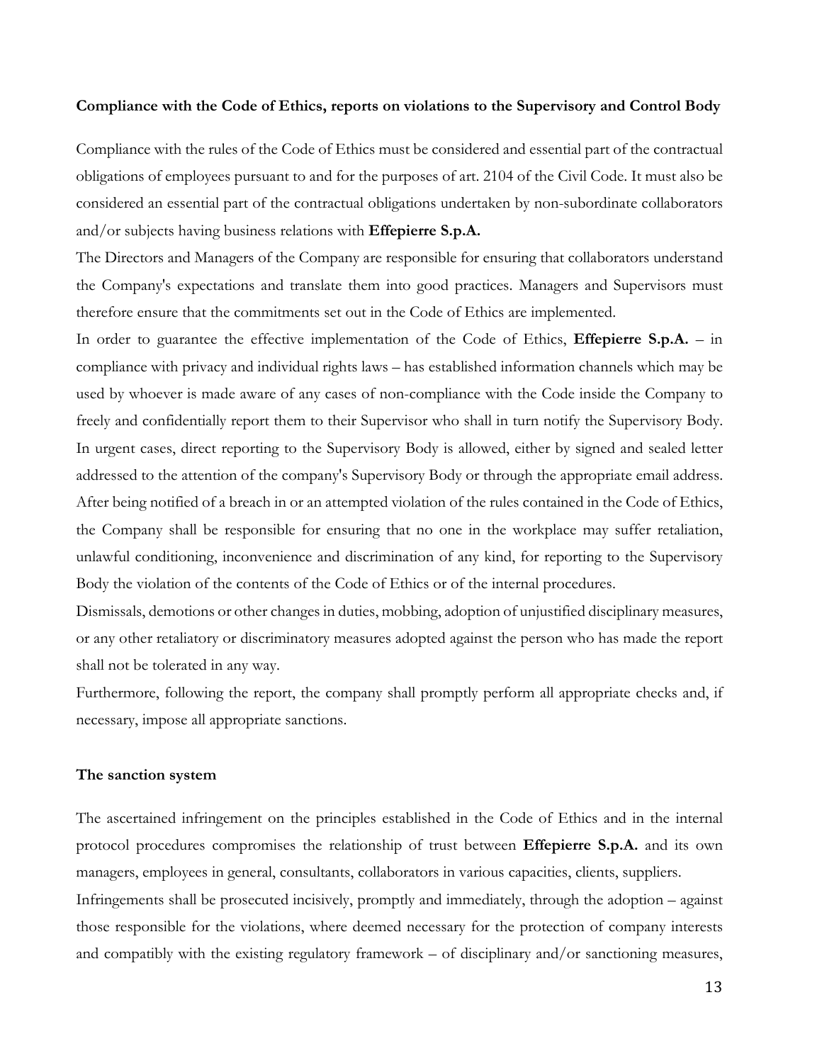**Compliance with the Code of Ethics, reports on violations to the Supervisory and Control Body**

Compliance with the rules of the Code of Ethics must be considered and essential part of the contractual obligations of employees pursuant to and for the purposes of art. 2104 of the Civil Code. It must also be considered an essential part of the contractual obligations undertaken by non-subordinate collaborators and/or subjects having business relations with **Effepierre S.p.A.**

The Directors and Managers of the Company are responsible for ensuring that collaborators understand the Company's expectations and translate them into good practices. Managers and Supervisors must therefore ensure that the commitments set out in the Code of Ethics are implemented.

In order to guarantee the effective implementation of the Code of Ethics, **Effepierre S.p.A.** – in compliance with privacy and individual rights laws – has established information channels which may be used by whoever is made aware of any cases of non-compliance with the Code inside the Company to freely and confidentially report them to their Supervisor who shall in turn notify the Supervisory Body. In urgent cases, direct reporting to the Supervisory Body is allowed, either by signed and sealed letter addressed to the attention of the company's Supervisory Body or through the appropriate email address. After being notified of a breach in or an attempted violation of the rules contained in the Code of Ethics, the Company shall be responsible for ensuring that no one in the workplace may suffer retaliation, unlawful conditioning, inconvenience and discrimination of any kind, for reporting to the Supervisory Body the violation of the contents of the Code of Ethics or of the internal procedures.

Dismissals, demotions or other changes in duties, mobbing, adoption of unjustified disciplinary measures, or any other retaliatory or discriminatory measures adopted against the person who has made the report shall not be tolerated in any way.

Furthermore, following the report, the company shall promptly perform all appropriate checks and, if necessary, impose all appropriate sanctions.

**The sanction system**

The ascertained infringement on the principles established in the Code of Ethics and in the internal protocol procedures compromises the relationship of trust between **Effepierre S.p.A.** and its own managers, employees in general, consultants, collaborators in various capacities, clients, suppliers.

Infringements shall be prosecuted incisively, promptly and immediately, through the adoption – against those responsible for the violations, where deemed necessary for the protection of company interests and compatibly with the existing regulatory framework – of disciplinary and/or sanctioning measures,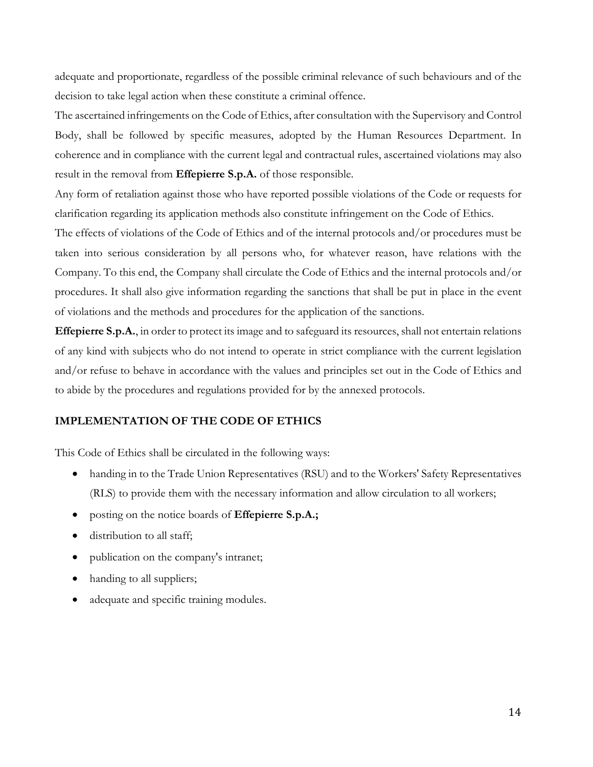adequate and proportionate, regardless of the possible criminal relevance of such behaviours and of the decision to take legal action when these constitute a criminal offence.

The ascertained infringements on the Code of Ethics, after consultation with the Supervisory and Control Body, shall be followed by specific measures, adopted by the Human Resources Department. In coherence and in compliance with the current legal and contractual rules, ascertained violations may also result in the removal from **Effepierre S.p.A.** of those responsible.

Any form of retaliation against those who have reported possible violations of the Code or requests for clarification regarding its application methods also constitute infringement on the Code of Ethics.

The effects of violations of the Code of Ethics and of the internal protocols and/or procedures must be taken into serious consideration by all persons who, for whatever reason, have relations with the Company. To this end, the Company shall circulate the Code of Ethics and the internal protocols and/or procedures. It shall also give information regarding the sanctions that shall be put in place in the event of violations and the methods and procedures for the application of the sanctions.

**Effepierre S.p.A.**, in order to protect its image and to safeguard its resources, shall not entertain relations of any kind with subjects who do not intend to operate in strict compliance with the current legislation and/or refuse to behave in accordance with the values and principles set out in the Code of Ethics and to abide by the procedures and regulations provided for by the annexed protocols.

## IMPLEMENTATION OF THE CODE OF ETHICS

This Code of Ethics shall be circulated in the following ways:

- handing in to the Trade Union Representatives (RSU) and to the Workers' Safety Representatives (RLS) to provide them with the necessary information and allow circulation to all workers;
- posting on the notice boards of **Effepierre S.p.A.;**
- distribution to all staff;
- publication on the company's intranet;
- handing to all suppliers;
- adequate and specific training modules.